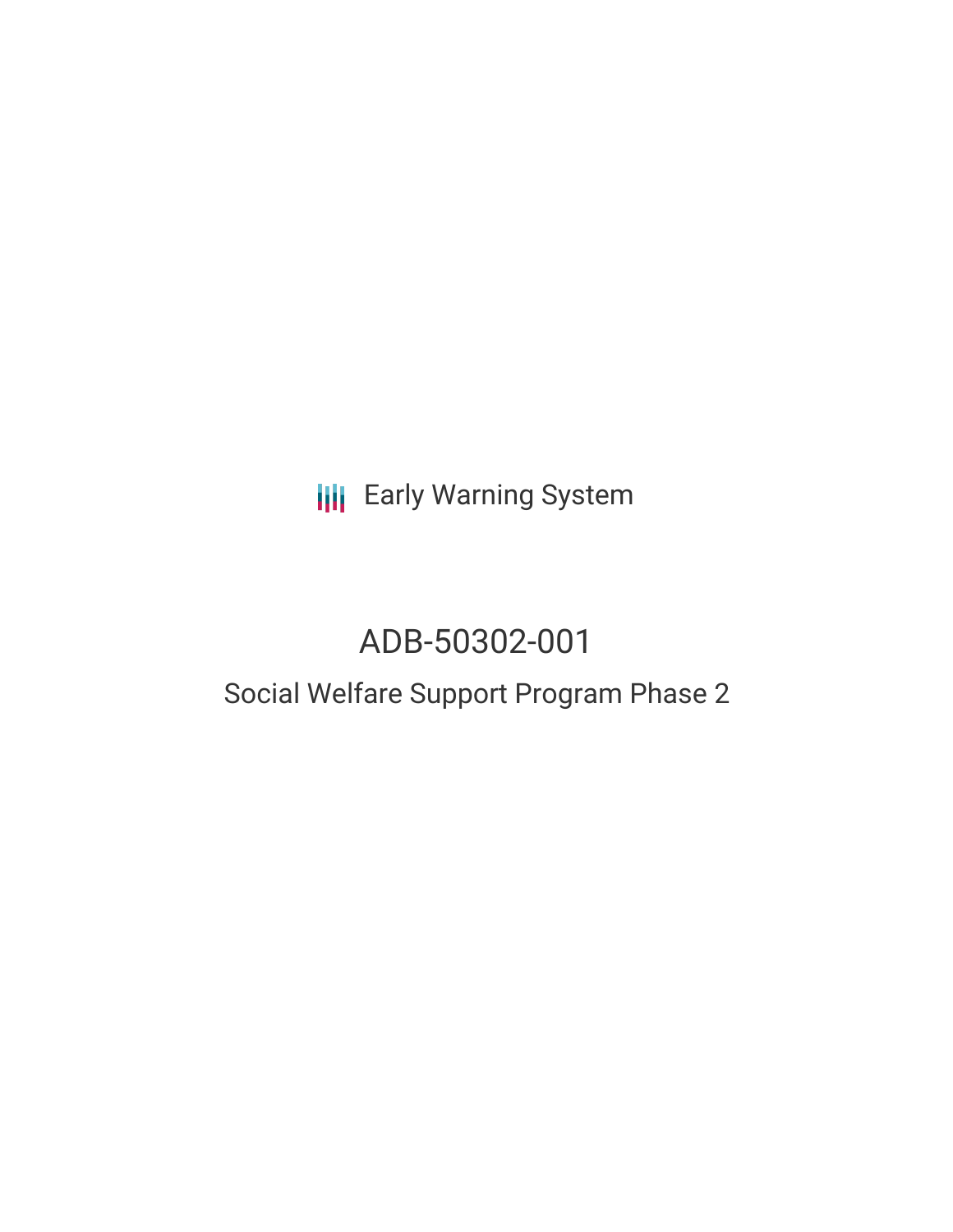Early Warning System

# ADB-50302-001

## Social Welfare Support Program Phase 2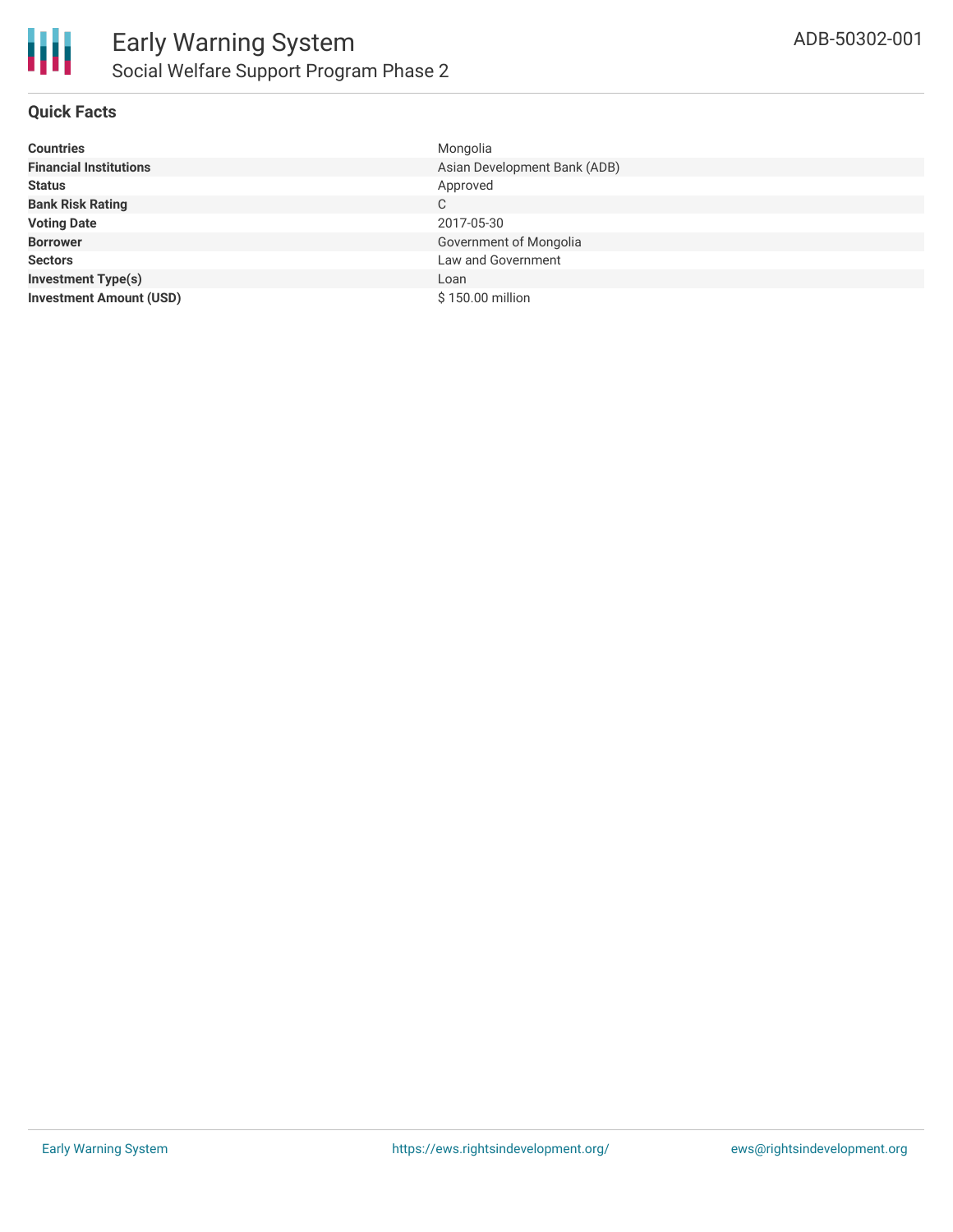# Early Warning System

## Social Welfare Support Program Phase 2

ADB-50302-001

### Quick Facts

| | |
|---|---|
| **Countries** | Mongolia |
| **Financial Institutions** | Asian Development Bank (ADB) |
| **Status** | Approved |
| **Bank Risk Rating** | C |
| **Voting Date** | 2017-05-30 |
| **Borrower** | Government of Mongolia |
| **Sectors** | Law and Government |
| **Investment Type(s)** | Loan |
| **Investment Amount (USD)** | $ 150.00 million |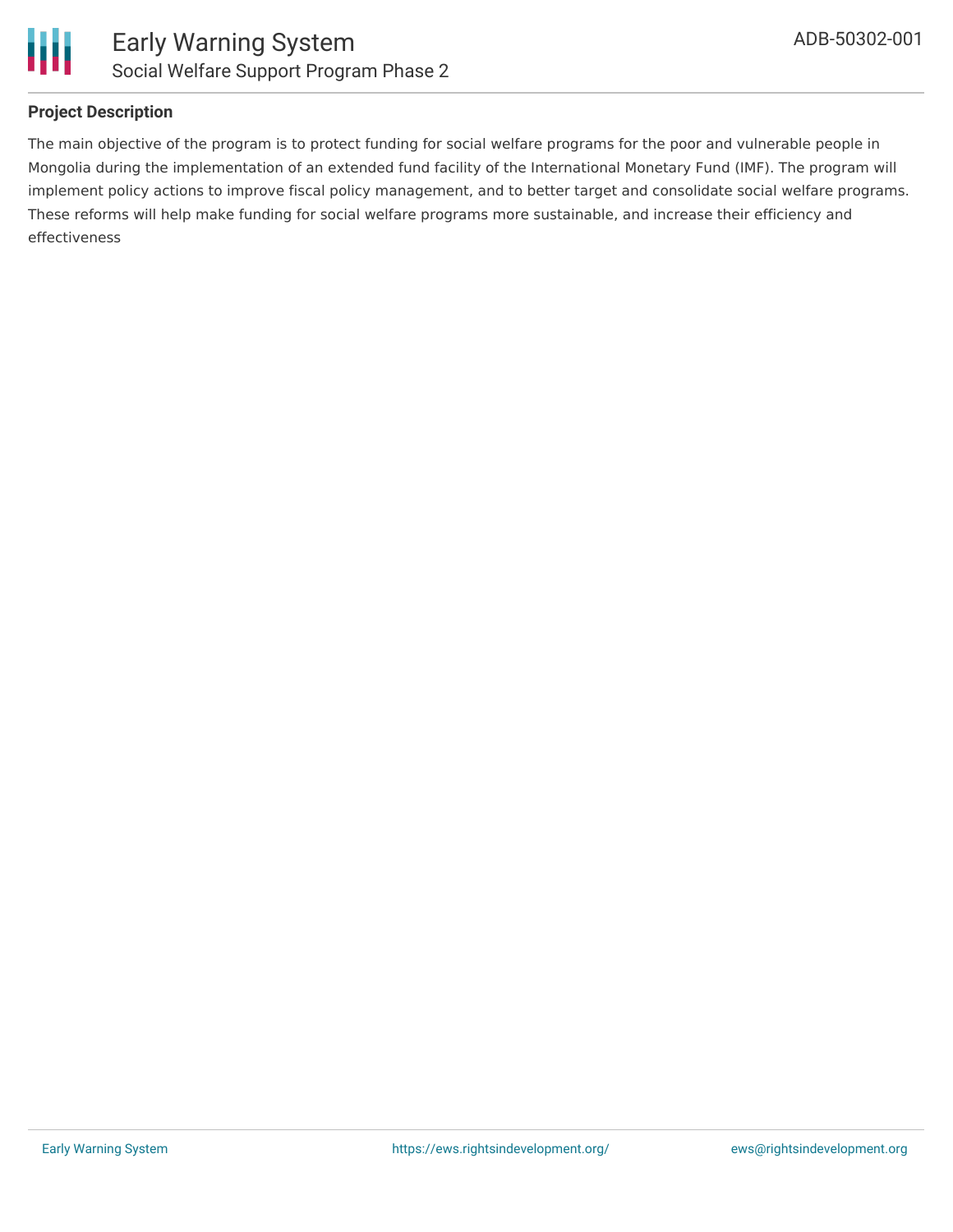## Project Description

The main objective of the program is to protect funding for social welfare programs for the poor and vulnerable people in Mongolia during the implementation of an extended fund facility of the International Monetary Fund (IMF). The program will implement policy actions to improve fiscal policy management, and to better target and consolidate social welfare programs. These reforms will help make funding for social welfare programs more sustainable, and increase their efficiency and effectiveness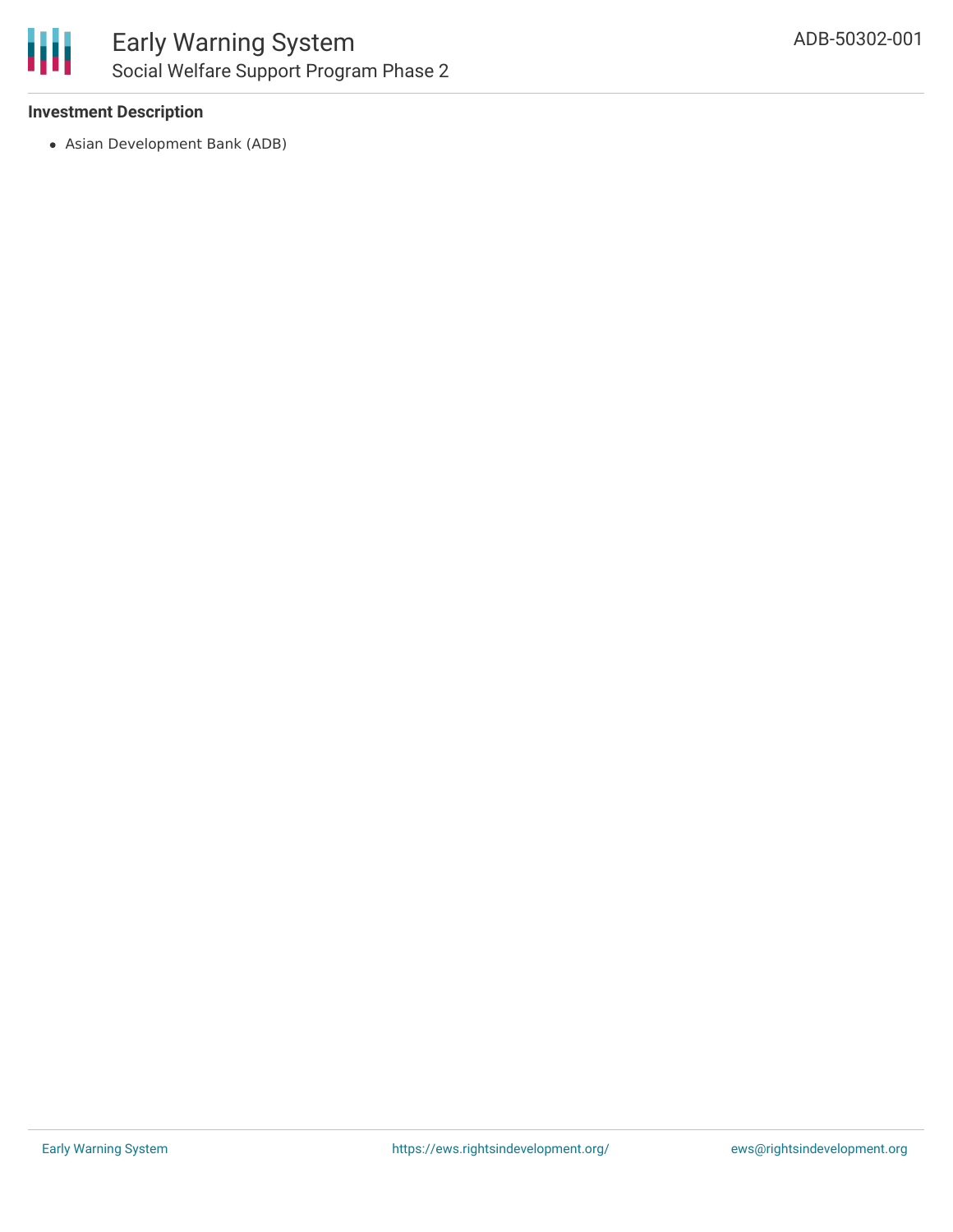### Investment Description

- Asian Development Bank (ADB)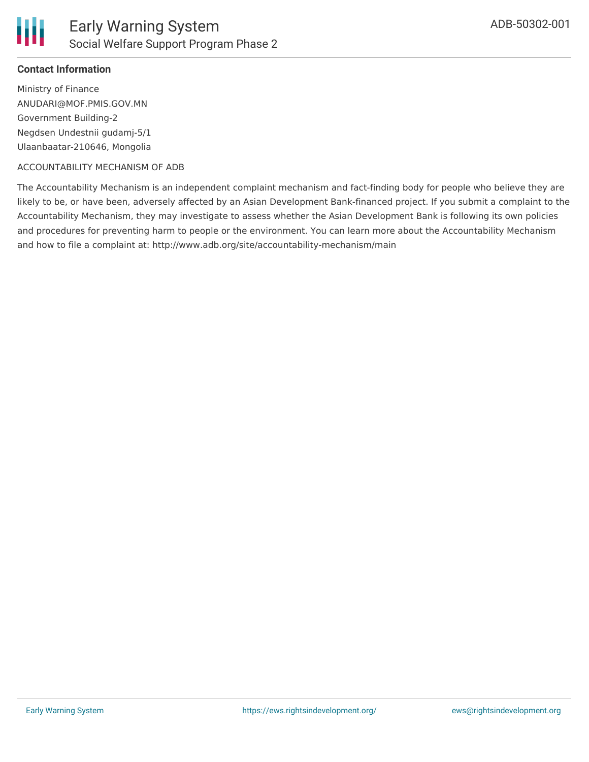**Contact Information**

Ministry of Finance
ANUDARI@MOF.PMIS.GOV.MN
Government Building-2
Negdsen Undestnii gudamj-5/1
Ulaanbaatar-210646, Mongolia

ACCOUNTABILITY MECHANISM OF ADB

The Accountability Mechanism is an independent complaint mechanism and fact-finding body for people who believe they are likely to be, or have been, adversely affected by an Asian Development Bank-financed project. If you submit a complaint to the Accountability Mechanism, they may investigate to assess whether the Asian Development Bank is following its own policies and procedures for preventing harm to people or the environment. You can learn more about the Accountability Mechanism and how to file a complaint at: http://www.adb.org/site/accountability-mechanism/main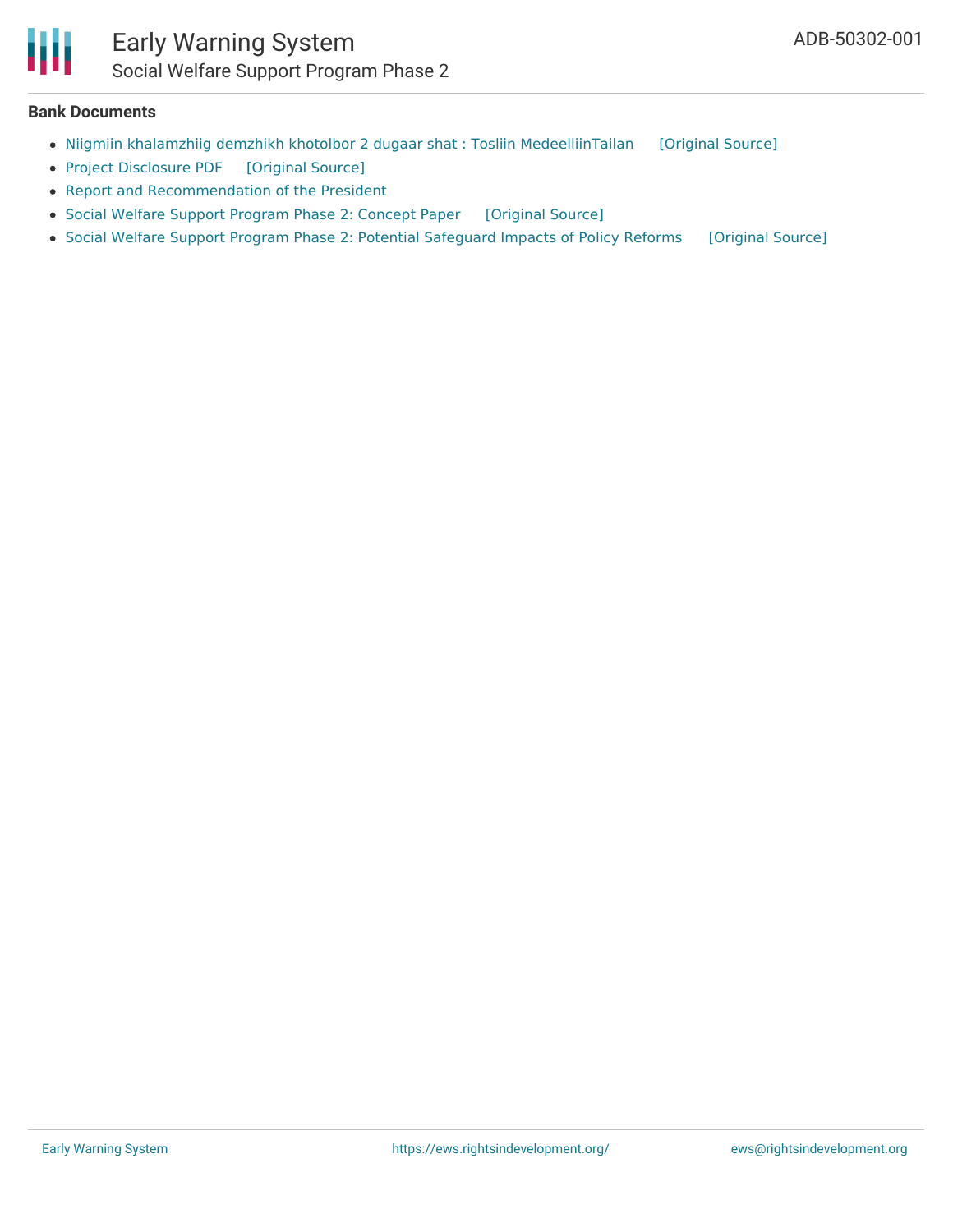### Bank Documents

- Niigmiin khalamzhiig demzhikh khotolbor 2 dugaar shat : Tosliin MedeelliinTailan [Original Source]
- Project Disclosure PDF [Original Source]
- Report and Recommendation of the President
- Social Welfare Support Program Phase 2: Concept Paper [Original Source]
- Social Welfare Support Program Phase 2: Potential Safeguard Impacts of Policy Reforms [Original Source]